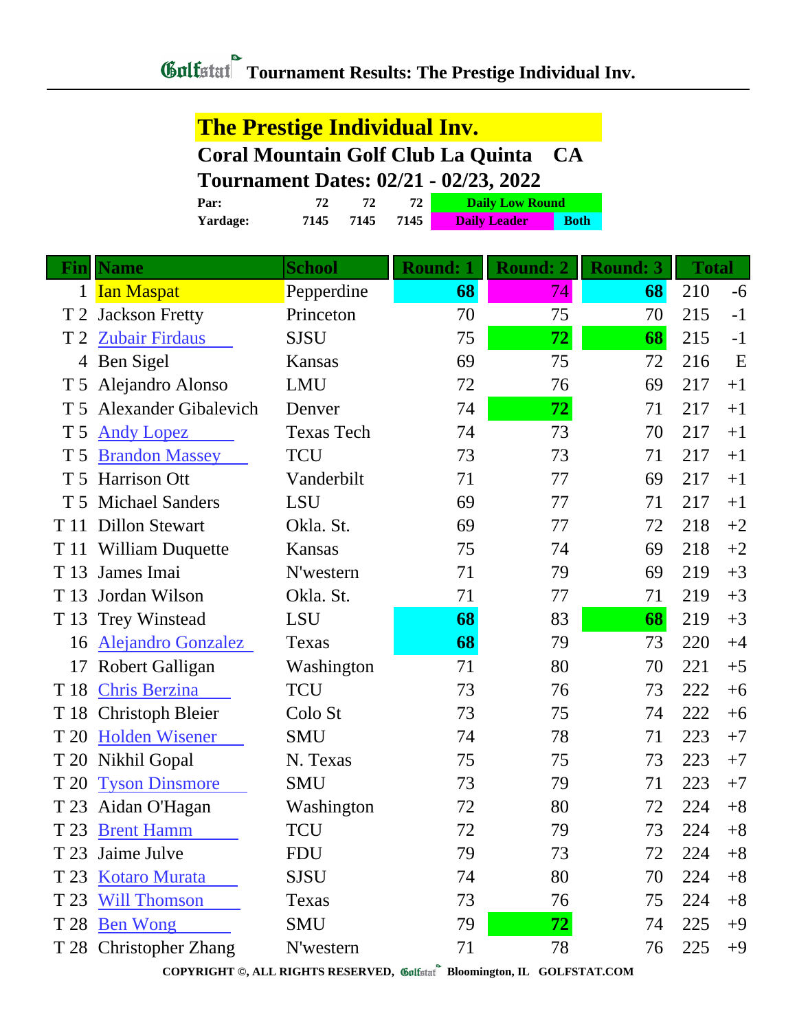# Tournament Results: The Prestige Individual Inv.

## The Prestige Individual Inv.

**Coral Mountain Golf Club La Quinta CA**

**Tournament Dates: 02/21 - 02/23, 2022**

| | R1 | R2 | R3 |
|---|---|---|---|
| **Par:** | 72 | 72 | 72 |
| **Yardage:** | 7145 | 7145 | 7145 |

Legend: Daily Low Round | Daily Leader | Both

| Fin | Name | School | Round: 1 | Round: 2 | Round: 3 | Total | |
|---|---|---|---|---|---|---|---|
| 1 | Ian Maspat | Pepperdine | **68** | 74 | **68** | 210 | -6 |
| T 2 | Jackson Fretty | Princeton | 70 | 75 | 70 | 215 | -1 |
| T 2 | Zubair Firdaus | SJSU | 75 | **72** | **68** | 215 | -1 |
| 4 | Ben Sigel | Kansas | 69 | 75 | 72 | 216 | E |
| T 5 | Alejandro Alonso | LMU | 72 | 76 | 69 | 217 | +1 |
| T 5 | Alexander Gibalevich | Denver | 74 | **72** | 71 | 217 | +1 |
| T 5 | Andy Lopez | Texas Tech | 74 | 73 | 70 | 217 | +1 |
| T 5 | Brandon Massey | TCU | 73 | 73 | 71 | 217 | +1 |
| T 5 | Harrison Ott | Vanderbilt | 71 | 77 | 69 | 217 | +1 |
| T 5 | Michael Sanders | LSU | 69 | 77 | 71 | 217 | +1 |
| T 11 | Dillon Stewart | Okla. St. | 69 | 77 | 72 | 218 | +2 |
| T 11 | William Duquette | Kansas | 75 | 74 | 69 | 218 | +2 |
| T 13 | James Imai | N'western | 71 | 79 | 69 | 219 | +3 |
| T 13 | Jordan Wilson | Okla. St. | 71 | 77 | 71 | 219 | +3 |
| T 13 | Trey Winstead | LSU | **68** | 83 | **68** | 219 | +3 |
| 16 | Alejandro Gonzalez | Texas | **68** | 79 | 73 | 220 | +4 |
| 17 | Robert Galligan | Washington | 71 | 80 | 70 | 221 | +5 |
| T 18 | Chris Berzina | TCU | 73 | 76 | 73 | 222 | +6 |
| T 18 | Christoph Bleier | Colo St | 73 | 75 | 74 | 222 | +6 |
| T 20 | Holden Wisener | SMU | 74 | 78 | 71 | 223 | +7 |
| T 20 | Nikhil Gopal | N. Texas | 75 | 75 | 73 | 223 | +7 |
| T 20 | Tyson Dinsmore | SMU | 73 | 79 | 71 | 223 | +7 |
| T 23 | Aidan O'Hagan | Washington | 72 | 80 | 72 | 224 | +8 |
| T 23 | Brent Hamm | TCU | 72 | 79 | 73 | 224 | +8 |
| T 23 | Jaime Julve | FDU | 79 | 73 | 72 | 224 | +8 |
| T 23 | Kotaro Murata | SJSU | 74 | 80 | 70 | 224 | +8 |
| T 23 | Will Thomson | Texas | 73 | 76 | 75 | 224 | +8 |
| T 28 | Ben Wong | SMU | 79 | **72** | 74 | 225 | +9 |
| T 28 | Christopher Zhang | N'western | 71 | 78 | 76 | 225 | +9 |

COPYRIGHT ©, ALL RIGHTS RESERVED, Golfstat Bloomington, IL GOLFSTAT.COM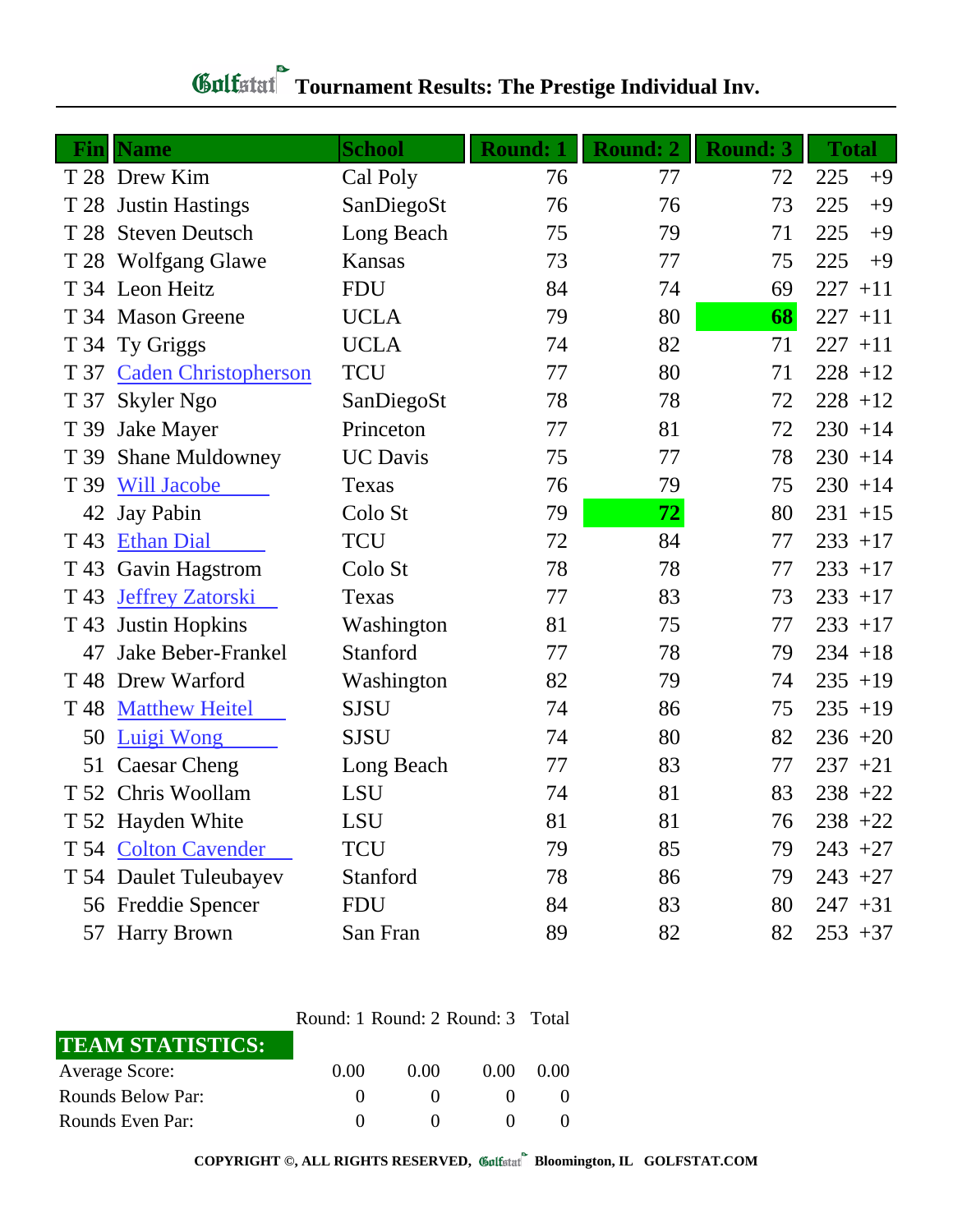# Tournament Results: The Prestige Individual Inv.

| Fin | Name | School | Round: 1 | Round: 2 | Round: 3 | Total | |
|---|---|---|---|---|---|---|---|
| T 28 | Drew Kim | Cal Poly | 76 | 77 | 72 | 225 | +9 |
| T 28 | Justin Hastings | SanDiegoSt | 76 | 76 | 73 | 225 | +9 |
| T 28 | Steven Deutsch | Long Beach | 75 | 79 | 71 | 225 | +9 |
| T 28 | Wolfgang Glawe | Kansas | 73 | 77 | 75 | 225 | +9 |
| T 34 | Leon Heitz | FDU | 84 | 74 | 69 | 227 | +11 |
| T 34 | Mason Greene | UCLA | 79 | 80 | **68** | 227 | +11 |
| T 34 | Ty Griggs | UCLA | 74 | 82 | 71 | 227 | +11 |
| T 37 | Caden Christopherson | TCU | 77 | 80 | 71 | 228 | +12 |
| T 37 | Skyler Ngo | SanDiegoSt | 78 | 78 | 72 | 228 | +12 |
| T 39 | Jake Mayer | Princeton | 77 | 81 | 72 | 230 | +14 |
| T 39 | Shane Muldowney | UC Davis | 75 | 77 | 78 | 230 | +14 |
| T 39 | Will Jacobe | Texas | 76 | 79 | 75 | 230 | +14 |
| 42 | Jay Pabin | Colo St | 79 | **72** | 80 | 231 | +15 |
| T 43 | Ethan Dial | TCU | 72 | 84 | 77 | 233 | +17 |
| T 43 | Gavin Hagstrom | Colo St | 78 | 78 | 77 | 233 | +17 |
| T 43 | Jeffrey Zatorski | Texas | 77 | 83 | 73 | 233 | +17 |
| T 43 | Justin Hopkins | Washington | 81 | 75 | 77 | 233 | +17 |
| 47 | Jake Beber-Frankel | Stanford | 77 | 78 | 79 | 234 | +18 |
| T 48 | Drew Warford | Washington | 82 | 79 | 74 | 235 | +19 |
| T 48 | Matthew Heitel | SJSU | 74 | 86 | 75 | 235 | +19 |
| 50 | Luigi Wong | SJSU | 74 | 80 | 82 | 236 | +20 |
| 51 | Caesar Cheng | Long Beach | 77 | 83 | 77 | 237 | +21 |
| T 52 | Chris Woollam | LSU | 74 | 81 | 83 | 238 | +22 |
| T 52 | Hayden White | LSU | 81 | 81 | 76 | 238 | +22 |
| T 54 | Colton Cavender | TCU | 79 | 85 | 79 | 243 | +27 |
| T 54 | Daulet Tuleubayev | Stanford | 78 | 86 | 79 | 243 | +27 |
| 56 | Freddie Spencer | FDU | 84 | 83 | 80 | 247 | +31 |
| 57 | Harry Brown | San Fran | 89 | 82 | 82 | 253 | +37 |

| TEAM STATISTICS: | Round: 1 | Round: 2 | Round: 3 | Total |
|---|---|---|---|---|
| Average Score: | 0.00 | 0.00 | 0.00 | 0.00 |
| Rounds Below Par: | 0 | 0 | 0 | 0 |
| Rounds Even Par: | 0 | 0 | 0 | 0 |

COPYRIGHT ©, ALL RIGHTS RESERVED, Golfstat Bloomington, IL GOLFSTAT.COM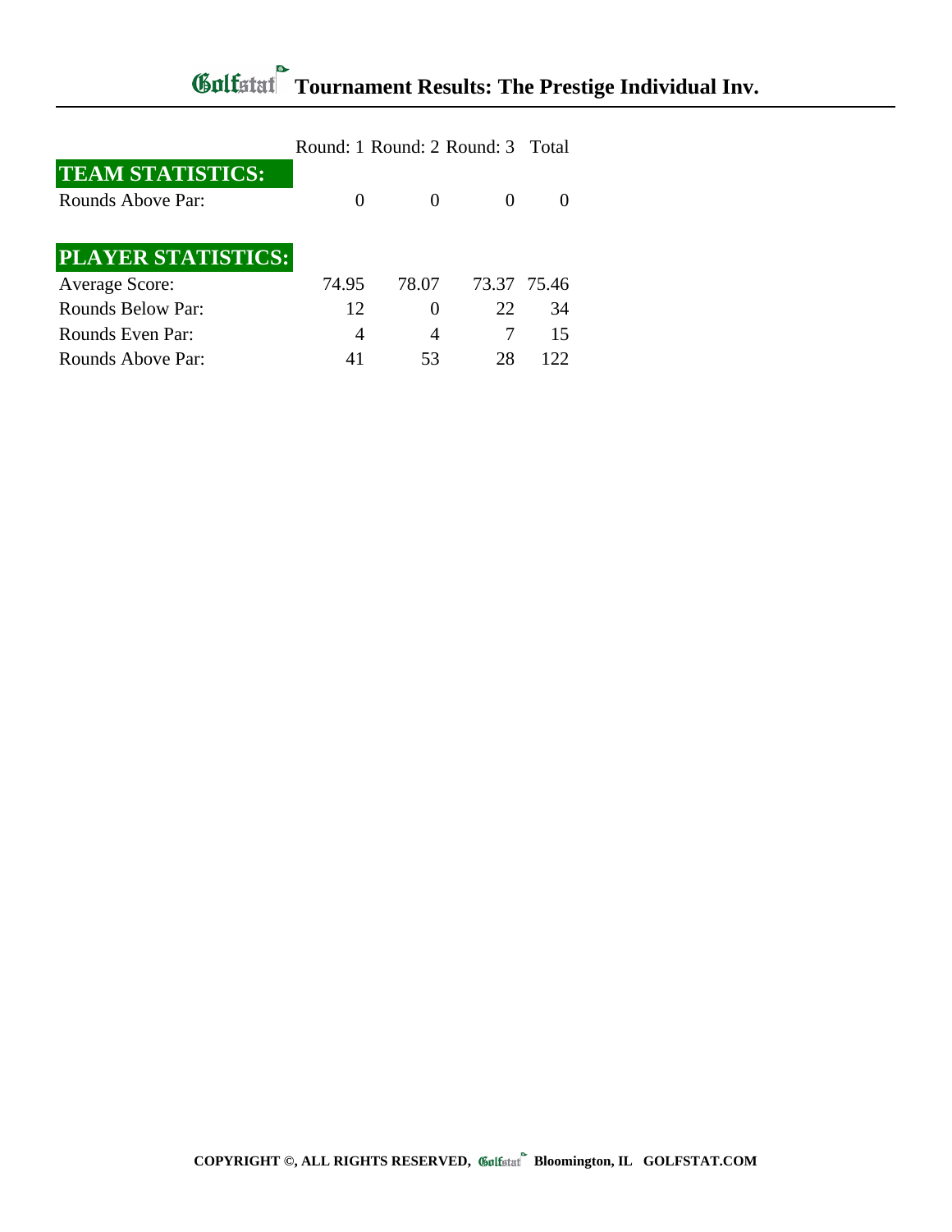# Golfstat Tournament Results: The Prestige Individual Inv.

| | Round: 1 | Round: 2 | Round: 3 | Total |
|---|---|---|---|---|
| **TEAM STATISTICS:** | | | | |
| Rounds Above Par: | 0 | 0 | 0 | 0 |
| **PLAYER STATISTICS:** | | | | |
| Average Score: | 74.95 | 78.07 | 73.37 | 75.46 |
| Rounds Below Par: | 12 | 0 | 22 | 34 |
| Rounds Even Par: | 4 | 4 | 7 | 15 |
| Rounds Above Par: | 41 | 53 | 28 | 122 |

**COPYRIGHT ©, ALL RIGHTS RESERVED, Golfstat Bloomington, IL GOLFSTAT.COM**